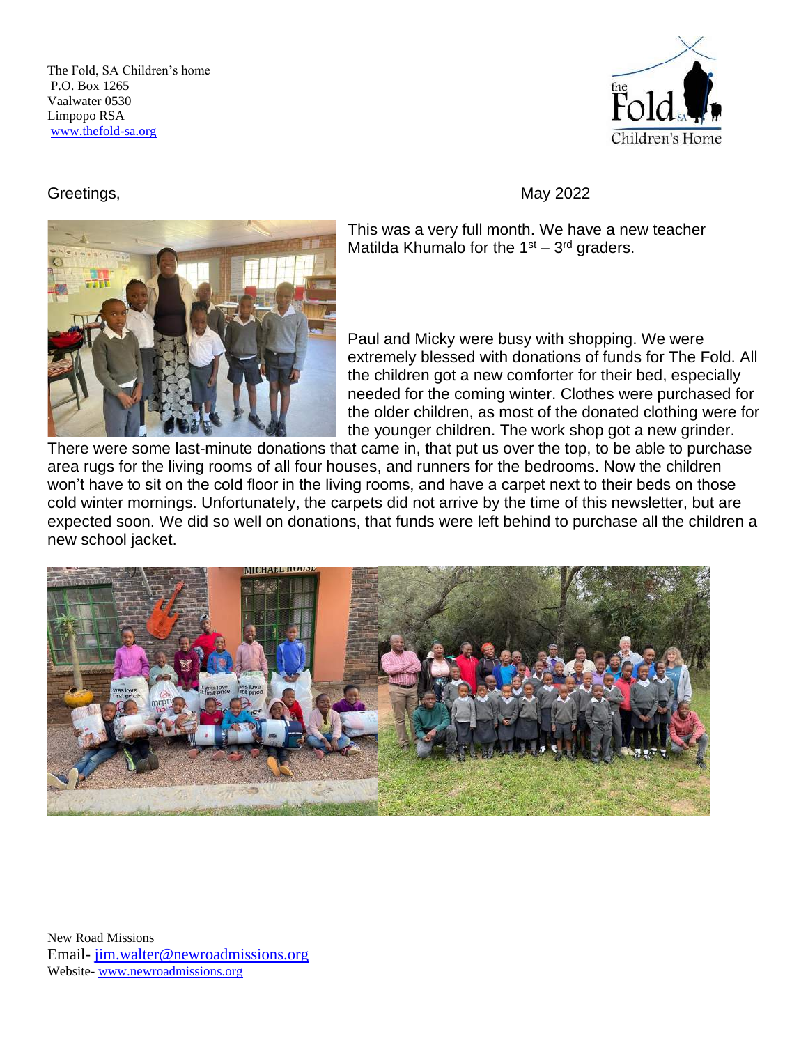The Fold, SA Children's home
P.O. Box 1265
Vaalwater 0530
Limpopo RSA
www.thefold-sa.org

Greetings,

May 2022

This was a very full month. We have a new teacher Matilda Khumalo for the 1st – 3rd graders.

Paul and Micky were busy with shopping. We were extremely blessed with donations of funds for The Fold. All the children got a new comforter for their bed, especially needed for the coming winter. Clothes were purchased for the older children, as most of the donated clothing were for the younger children. The work shop got a new grinder. There were some last-minute donations that came in, that put us over the top, to be able to purchase area rugs for the living rooms of all four houses, and runners for the bedrooms. Now the children won't have to sit on the cold floor in the living rooms, and have a carpet next to their beds on those cold winter mornings. Unfortunately, the carpets did not arrive by the time of this newsletter, but are expected soon. We did so well on donations, that funds were left behind to purchase all the children a new school jacket.

New Road Missions
Email- jim.walter@newroadmissions.org
Website- www.newroadmissions.org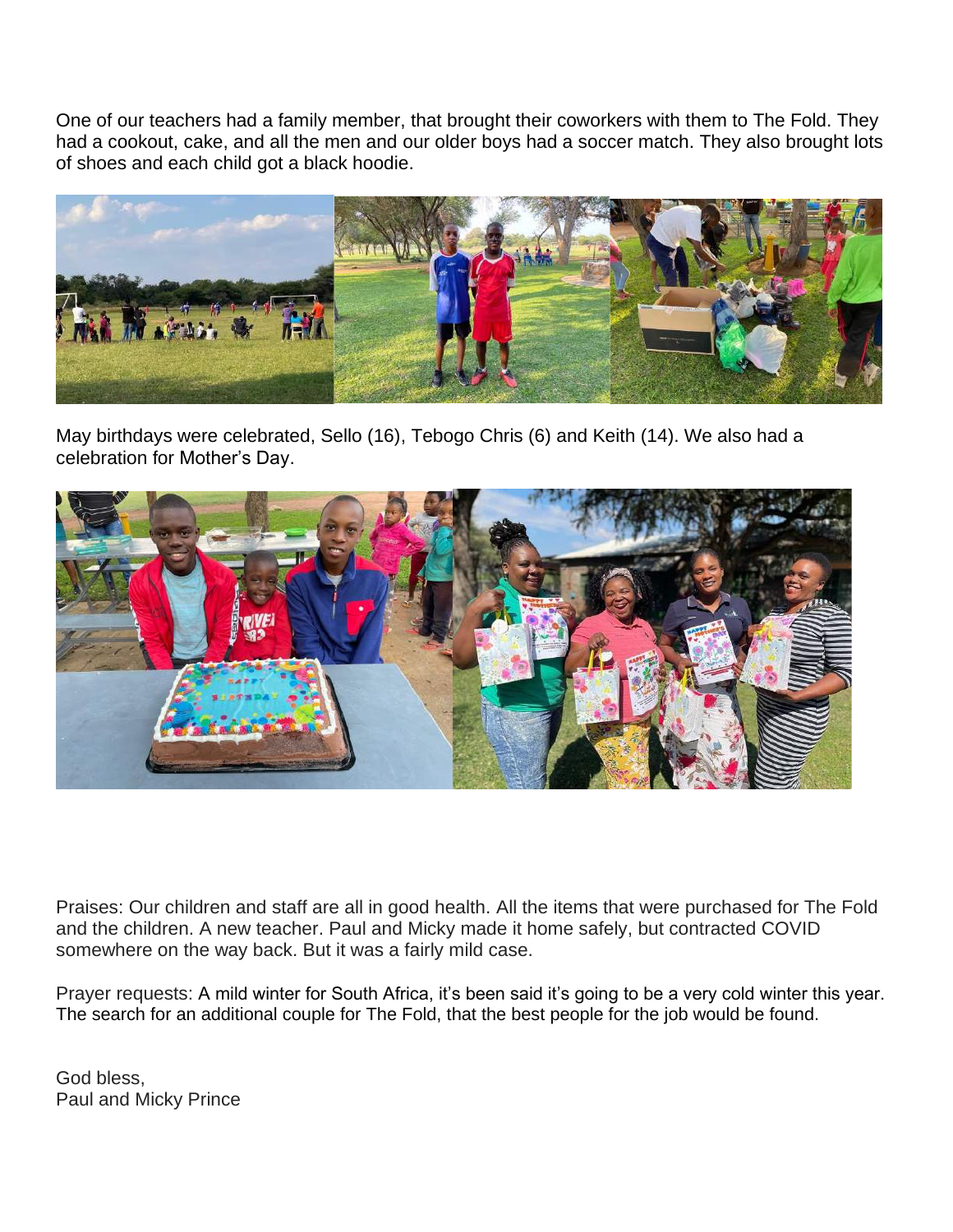One of our teachers had a family member, that brought their coworkers with them to The Fold. They had a cookout, cake, and all the men and our older boys had a soccer match. They also brought lots of shoes and each child got a black hoodie.

May birthdays were celebrated, Sello (16), Tebogo Chris (6) and Keith (14). We also had a celebration for Mother's Day.

Praises: Our children and staff are all in good health. All the items that were purchased for The Fold and the children. A new teacher. Paul and Micky made it home safely, but contracted COVID somewhere on the way back. But it was a fairly mild case.

Prayer requests: A mild winter for South Africa, it's been said it's going to be a very cold winter this year. The search for an additional couple for The Fold, that the best people for the job would be found.

God bless,
Paul and Micky Prince